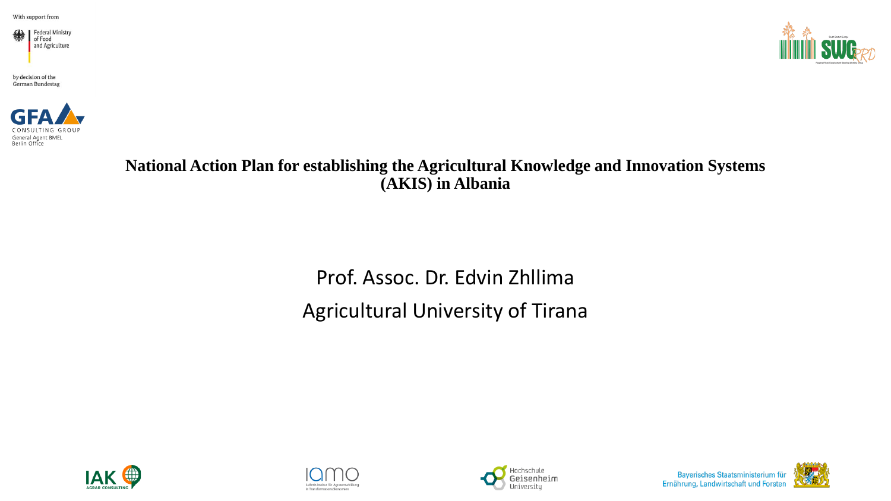With support from

Federal Ministry of Food and Agriculture

by decision of the German Bundestag

GFA CONSULTING GROUP
General Agent BMEL
Berlin Office

# National Action Plan for establishing the Agricultural Knowledge and Innovation Systems (AKIS) in Albania

Prof. Assoc. Dr. Edvin Zhllima

Agricultural University of Tirana

Bayerisches Staatsministerium für Ernährung, Landwirtschaft und Forsten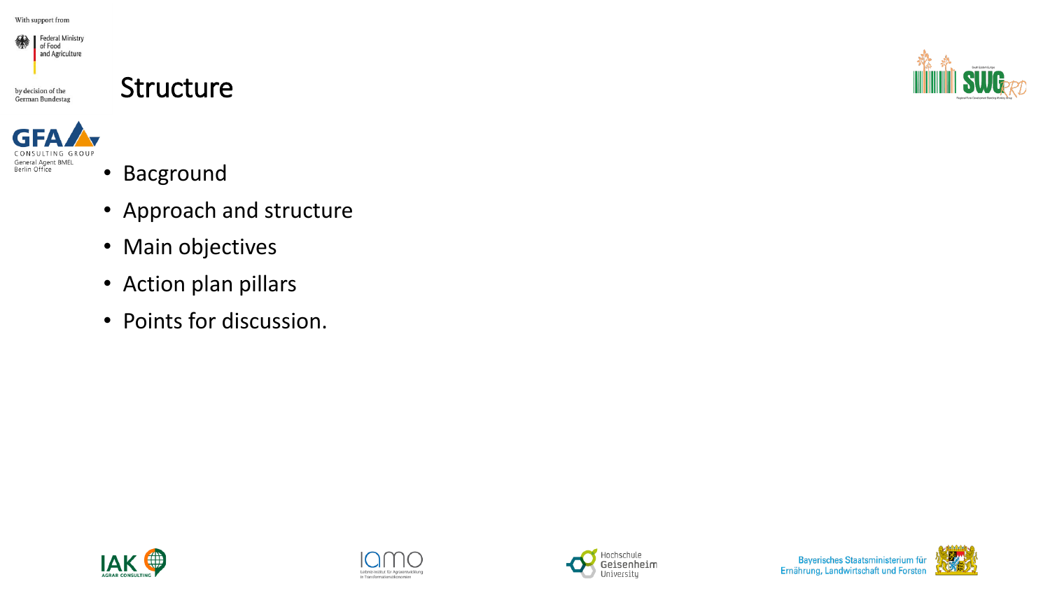# Structure

- Bacground
- Approach and structure
- Main objectives
- Action plan pillars
- Points for discussion.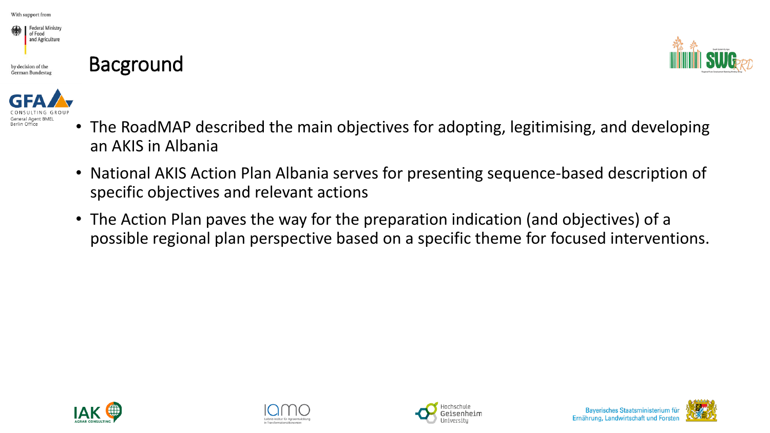# Bacground

- The RoadMAP described the main objectives for adopting, legitimising, and developing an AKIS in Albania
- National AKIS Action Plan Albania serves for presenting sequence-based description of specific objectives and relevant actions
- The Action Plan paves the way for the preparation indication (and objectives) of a possible regional plan perspective based on a specific theme for focused interventions.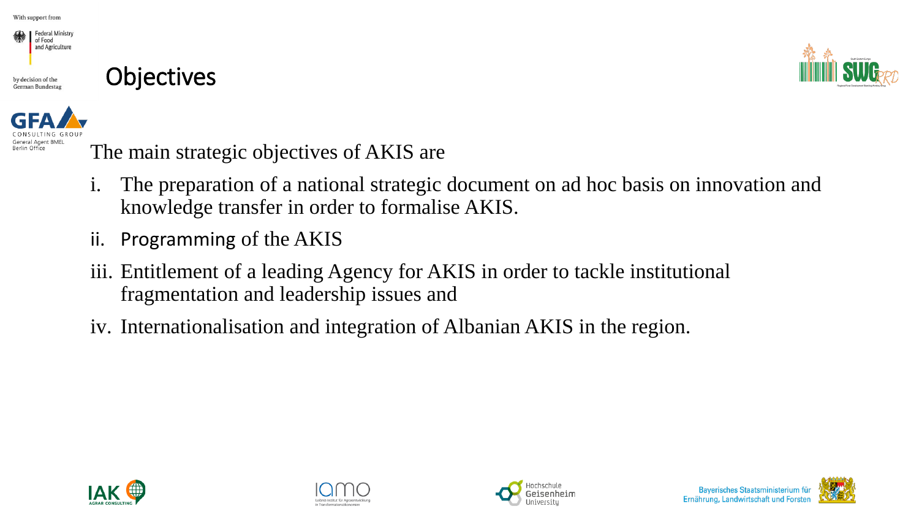# Objectives

The main strategic objectives of AKIS are

i. The preparation of a national strategic document on ad hoc basis on innovation and knowledge transfer in order to formalise AKIS.

ii. Programming of the AKIS

iii. Entitlement of a leading Agency for AKIS in order to tackle institutional fragmentation and leadership issues and

iv. Internationalisation and integration of Albanian AKIS in the region.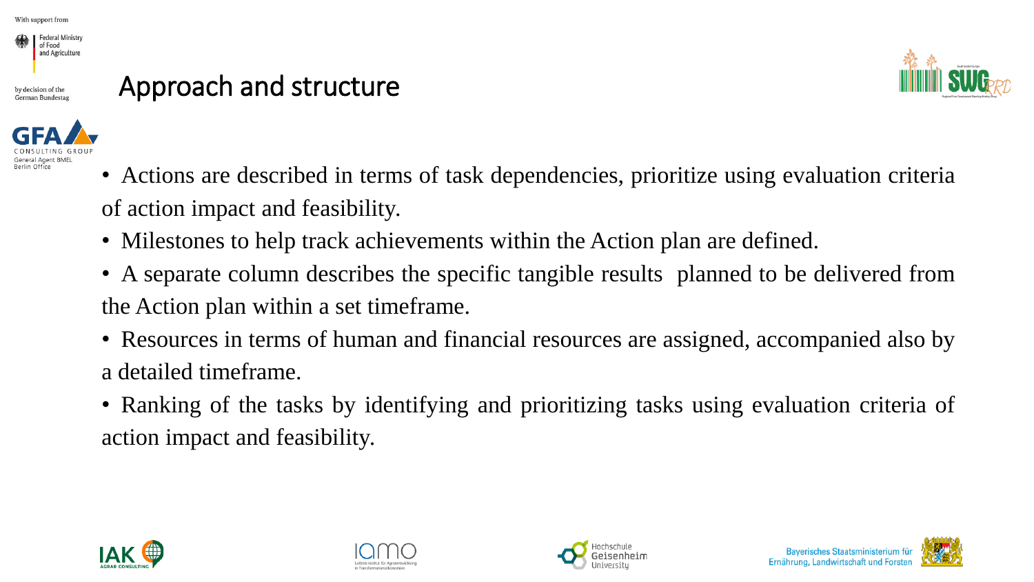# Approach and structure

- Actions are described in terms of task dependencies, prioritize using evaluation criteria of action impact and feasibility.
- Milestones to help track achievements within the Action plan are defined.
- A separate column describes the specific tangible results planned to be delivered from the Action plan within a set timeframe.
- Resources in terms of human and financial resources are assigned, accompanied also by a detailed timeframe.
- Ranking of the tasks by identifying and prioritizing tasks using evaluation criteria of action impact and feasibility.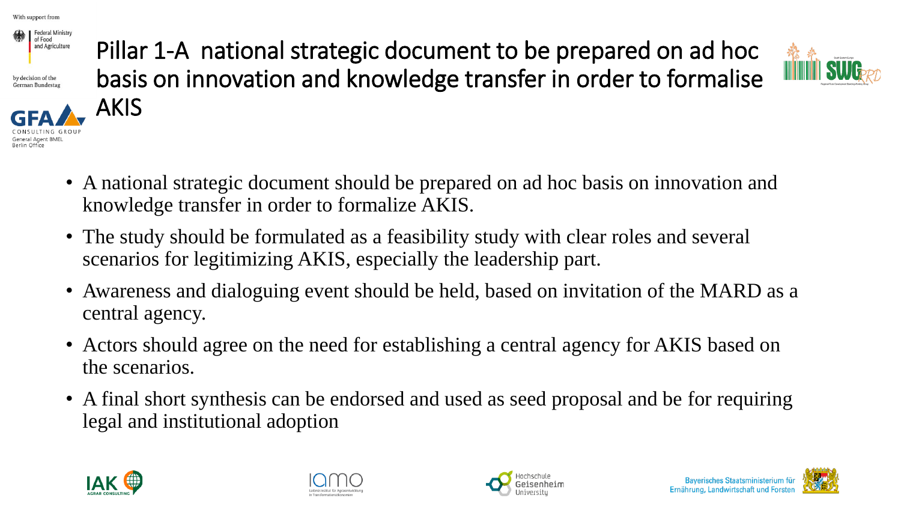# Pillar 1-A national strategic document to be prepared on ad hoc basis on innovation and knowledge transfer in order to formalise AKIS

- A national strategic document should be prepared on ad hoc basis on innovation and knowledge transfer in order to formalize AKIS.
- The study should be formulated as a feasibility study with clear roles and several scenarios for legitimizing AKIS, especially the leadership part.
- Awareness and dialoguing event should be held, based on invitation of the MARD as a central agency.
- Actors should agree on the need for establishing a central agency for AKIS based on the scenarios.
- A final short synthesis can be endorsed and used as seed proposal and be for requiring legal and institutional adoption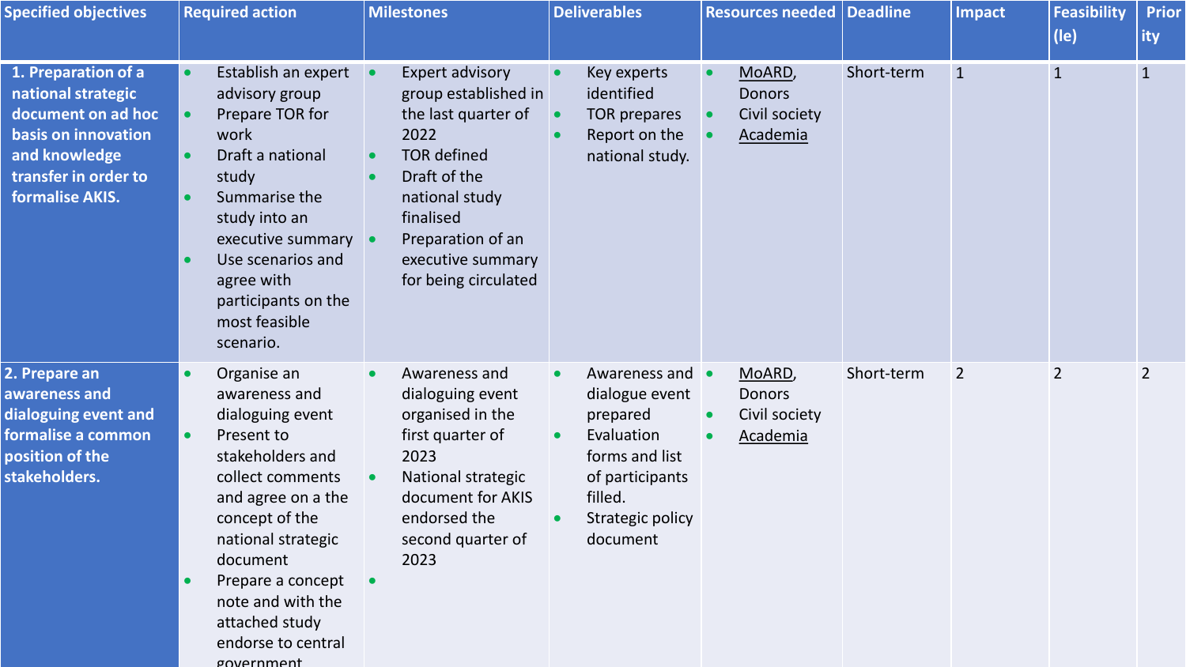| Specified objectives | Required action | Milestones | Deliverables | Resources needed | Deadline | Impact | Feasibility (le) | Priority |
|---|---|---|---|---|---|---|---|---|
| **1. Preparation of a national strategic document on ad hoc basis on innovation and knowledge transfer in order to formalise AKIS.** | • Establish an expert advisory group<br>• Prepare TOR for work<br>• Draft a national study<br>• Summarise the study into an executive summary<br>• Use scenarios and agree with participants on the most feasible scenario. | • Expert advisory group established in the last quarter of 2022<br>• TOR defined<br>• Draft of the national study finalised<br>• Preparation of an executive summary for being circulated | • Key experts identified<br>• TOR prepares<br>• Report on the national study. | • MoARD, Donors<br>• Civil society<br>• Academia | Short-term | 1 | 1 | 1 |
| **2. Prepare an awareness and dialoguing event and formalise a common position of the stakeholders.** | • Organise an awareness and dialoguing event<br>• Present to stakeholders and collect comments and agree on a the concept of the national strategic document<br>• Prepare a concept note and with the attached study endorse to central government | • Awareness and dialoguing event organised in the first quarter of 2023<br>• National strategic document for AKIS endorsed the second quarter of 2023<br>• | • Awareness and dialogue event prepared<br>• Evaluation forms and list of participants filled.<br>• Strategic policy document | • MoARD, Donors<br>• Civil society<br>• Academia | Short-term | 2 | 2 | 2 |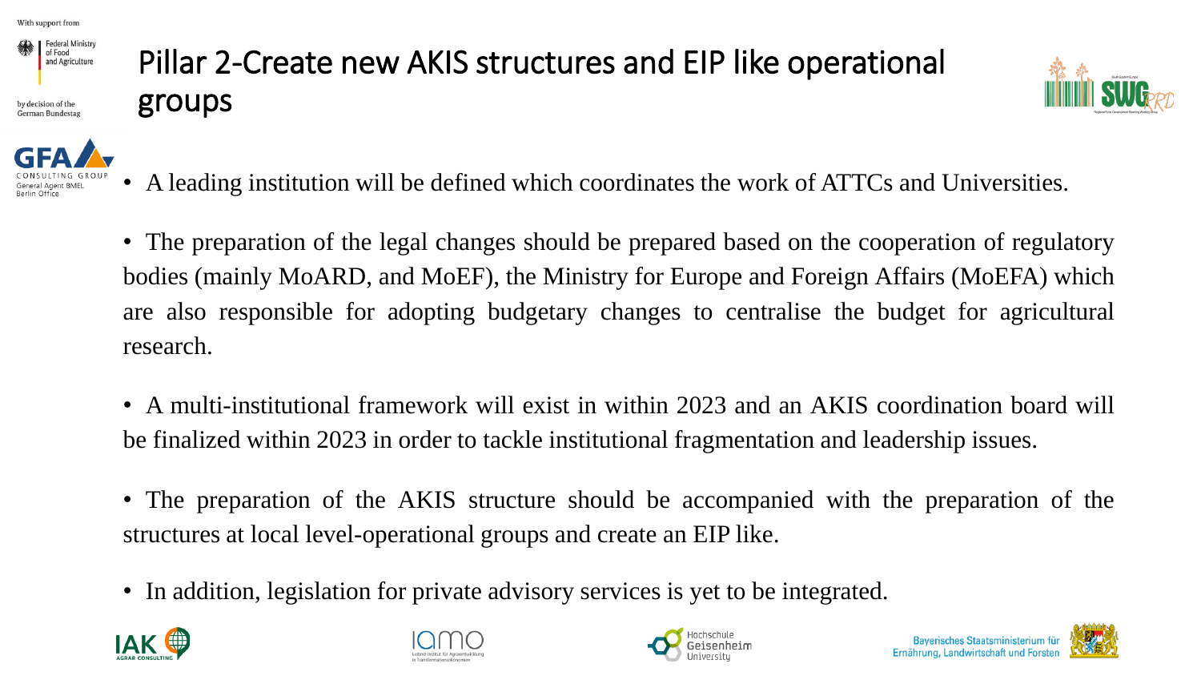# Pillar 2-Create new AKIS structures and EIP like operational groups

- A leading institution will be defined which coordinates the work of ATTCs and Universities.
- The preparation of the legal changes should be prepared based on the cooperation of regulatory bodies (mainly MoARD, and MoEF), the Ministry for Europe and Foreign Affairs (MoEFA) which are also responsible for adopting budgetary changes to centralise the budget for agricultural research.
- A multi-institutional framework will exist in within 2023 and an AKIS coordination board will be finalized within 2023 in order to tackle institutional fragmentation and leadership issues.
- The preparation of the AKIS structure should be accompanied with the preparation of the structures at local level-operational groups and create an EIP like.
- In addition, legislation for private advisory services is yet to be integrated.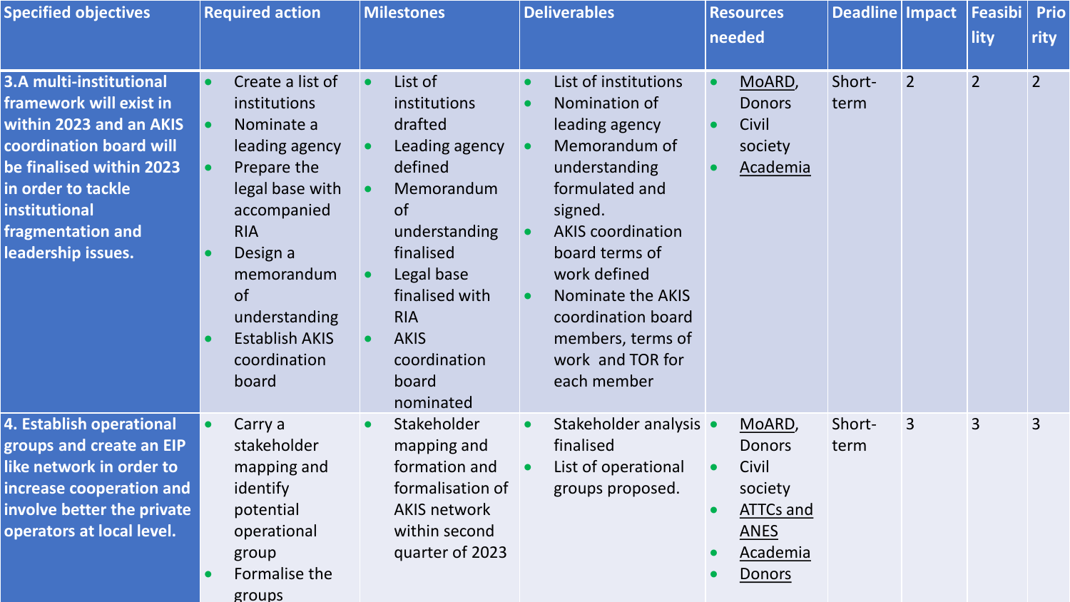| Specified objectives | Required action | Milestones | Deliverables | Resources needed | Deadline | Impact | Feasibility | Priority |
|---|---|---|---|---|---|---|---|---|
| **3.A multi-institutional framework will exist in within 2023 and an AKIS coordination board will be finalised within 2023 in order to tackle institutional fragmentation and leadership issues.** | • Create a list of institutions<br>• Nominate a leading agency<br>• Prepare the legal base with accompanied RIA<br>• Design a memorandum of understanding<br>• Establish AKIS coordination board | • List of institutions drafted<br>• Leading agency defined<br>• Memorandum of understanding finalised<br>• Legal base finalised with RIA<br>• AKIS coordination board nominated | • List of institutions<br>• Nomination of leading agency<br>• Memorandum of understanding formulated and signed.<br>• AKIS coordination board terms of work defined<br>• Nominate the AKIS coordination board members, terms of work and TOR for each member | • MoARD, Donors<br>• Civil society<br>• Academia | Short-term | 2 | 2 | 2 |
| **4. Establish operational groups and create an EIP like network in order to increase cooperation and involve better the private operators at local level.** | • Carry a stakeholder mapping and identify potential operational group<br>• Formalise the groups | • Stakeholder mapping and formation and formalisation of AKIS network within second quarter of 2023 | • Stakeholder analysis finalised<br>• List of operational groups proposed. | • MoARD, Donors<br>• Civil society<br>• ATTCs and ANES<br>• Academia<br>• Donors | Short-term | 3 | 3 | 3 |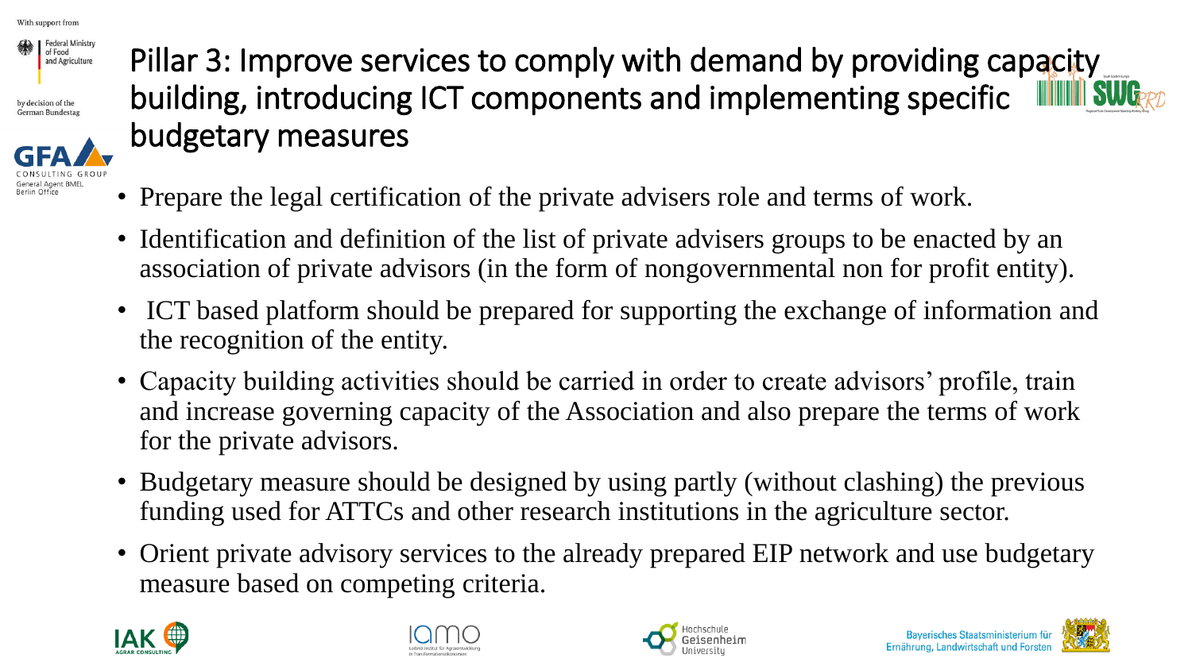# Pillar 3: Improve services to comply with demand by providing capacity building, introducing ICT components and implementing specific budgetary measures

- Prepare the legal certification of the private advisers role and terms of work.
- Identification and definition of the list of private advisers groups to be enacted by an association of private advisors (in the form of nongovernmental non for profit entity).
- ICT based platform should be prepared for supporting the exchange of information and the recognition of the entity.
- Capacity building activities should be carried in order to create advisors' profile, train and increase governing capacity of the Association and also prepare the terms of work for the private advisors.
- Budgetary measure should be designed by using partly (without clashing) the previous funding used for ATTCs and other research institutions in the agriculture sector.
- Orient private advisory services to the already prepared EIP network and use budgetary measure based on competing criteria.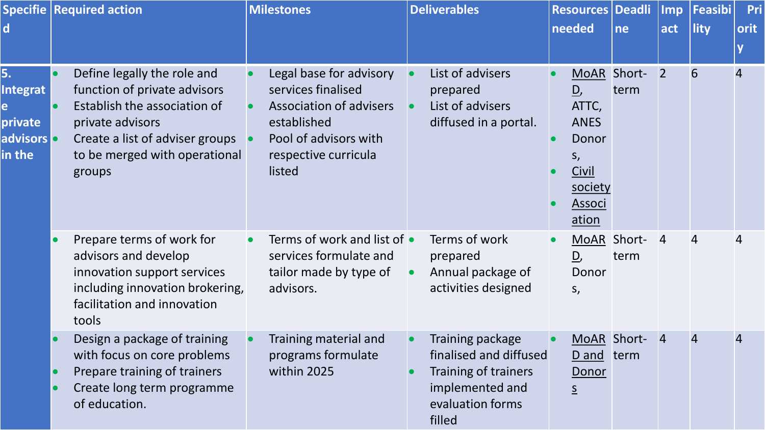| Specified | Required action | Milestones | Deliverables | Resources needed | Deadline | Impact | Feasibility | Priority |
|---|---|---|---|---|---|---|---|---|
| **5. Integrate private advisors in the** | • Define legally the role and function of private advisors<br>• Establish the association of private advisors<br>• Create a list of adviser groups to be merged with operational groups | • Legal base for advisory services finalised<br>• Association of advisers established<br>• Pool of advisors with respective curricula listed | • List of advisers prepared<br>• List of advisers diffused in a portal. | • MoARD, ATTC, ANES<br>• Donors,<br>• Civil society<br>• Association | Short-term | 2 | 6 | 4 |
| | • Prepare terms of work for advisors and develop innovation support services including innovation brokering, facilitation and innovation tools | • Terms of work and list of services formulate and tailor made by type of advisors. | • Terms of work prepared<br>• Annual package of activities designed | • MoARD, Donors, | Short-term | 4 | 4 | 4 |
| | • Design a package of training with focus on core problems<br>• Prepare training of trainers<br>• Create long term programme of education. | • Training material and programs formulate within 2025 | • Training package finalised and diffused<br>• Training of trainers implemented and evaluation forms filled | • MoARD and Donors | Short-term | 4 | 4 | 4 |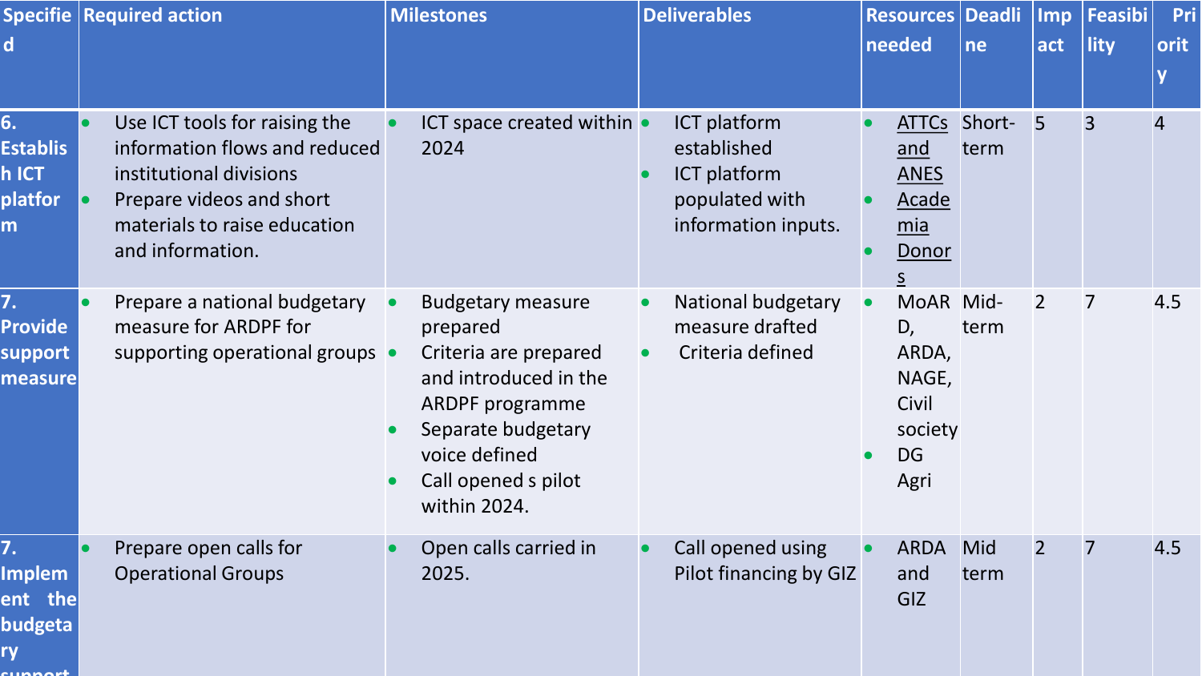| Specified | Required action | Milestones | Deliverables | Resources needed | Deadline | Impact | Feasibility | Priority |
|---|---|---|---|---|---|---|---|---|
| **6. Establish ICT platform** | • Use ICT tools for raising the information flows and reduced institutional divisions<br>• Prepare videos and short materials to raise education and information. | • ICT space created within 2024 | • ICT platform established<br>• ICT platform populated with information inputs. | • ATTCs and ANES<br>• Academia<br>• Donors | Short-term | 5 | 3 | 4 |
| **7. Provide support measure** | • Prepare a national budgetary measure for ARDPF for supporting operational groups | • Budgetary measure prepared<br>• Criteria are prepared and introduced in the ARDPF programme<br>• Separate budgetary voice defined<br>• Call opened s pilot within 2024. | • National budgetary measure drafted<br>• Criteria defined | • MoARD, ARDA, NAGE, Civil society<br>• DG Agri | Mid-term | 2 | 7 | 4.5 |
| **7. Implement the budgetary support** | • Prepare open calls for Operational Groups | • Open calls carried in 2025. | • Call opened using Pilot financing by GIZ | • ARDA and GIZ | Mid term | 2 | 7 | 4.5 |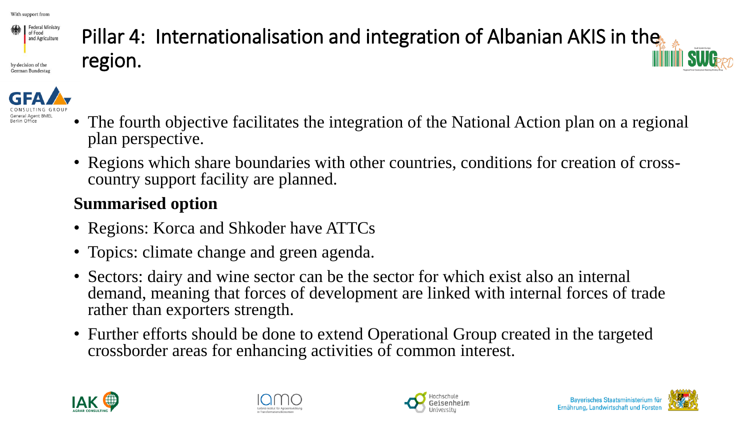# Pillar 4: Internationalisation and integration of Albanian AKIS in the region.

- The fourth objective facilitates the integration of the National Action plan on a regional plan perspective.
- Regions which share boundaries with other countries, conditions for creation of cross-country support facility are planned.

**Summarised option**

- Regions: Korca and Shkoder have ATTCs
- Topics: climate change and green agenda.
- Sectors: dairy and wine sector can be the sector for which exist also an internal demand, meaning that forces of development are linked with internal forces of trade rather than exporters strength.
- Further efforts should be done to extend Operational Group created in the targeted crossborder areas for enhancing activities of common interest.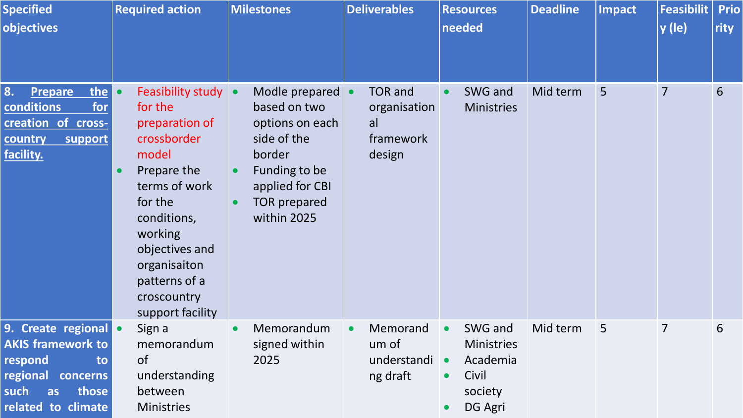| Specified objectives | Required action | Milestones | Deliverables | Resources needed | Deadline | Impact | Feasibility (le) | Priority |
|---|---|---|---|---|---|---|---|---|
| **8. Prepare the conditions for creation of cross-country support facility.** | • Feasibility study for the preparation of crossborder model<br>• Prepare the terms of work for the conditions, working objectives and organisaiton patterns of a croscountry support facility | • Modle prepared based on two options on each side of the border<br>• Funding to be applied for CBI<br>• TOR prepared within 2025 | • TOR and organisational framework design | • SWG and Ministries | Mid term | 5 | 7 | 6 |
| **9. Create regional AKIS framework to respond to regional concerns such as those related to climate** | • Sign a memorandum of understanding between Ministries | • Memorandum signed within 2025 | • Memorandum of understanding draft | • SWG and Ministries<br>• Academia<br>• Civil society<br>• DG Agri | Mid term | 5 | 7 | 6 |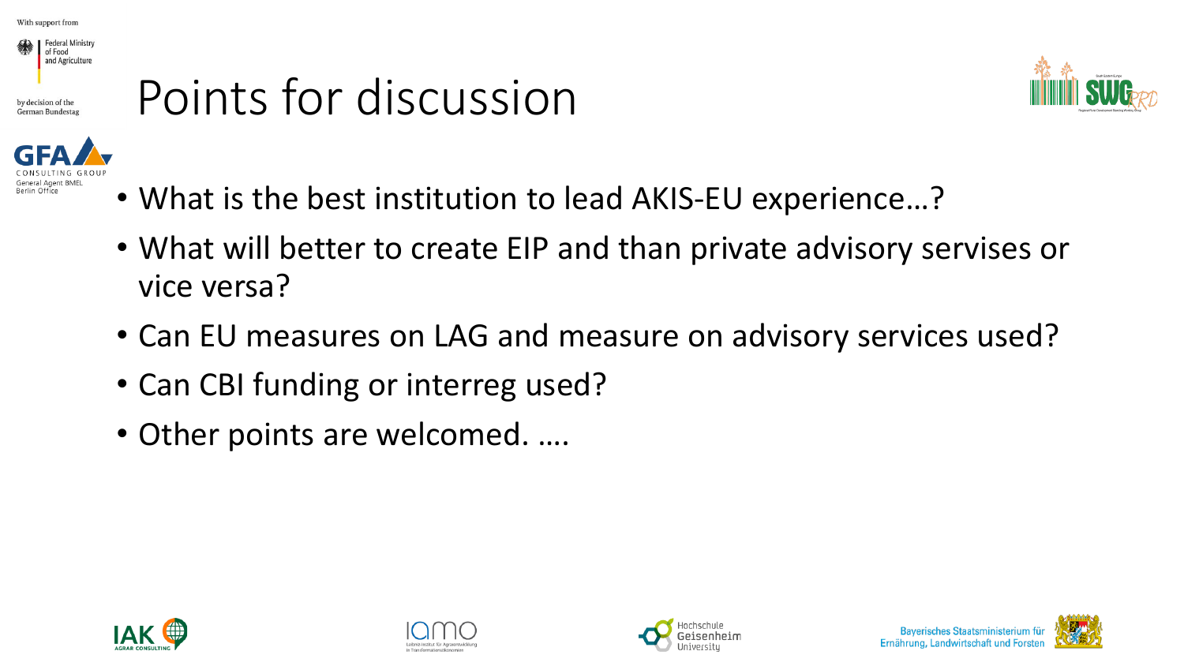# Points for discussion

- What is the best institution to lead AKIS-EU experience…?
- What will better to create EIP and than private advisory servises or vice versa?
- Can EU measures on LAG and measure on advisory services used?
- Can CBI funding or interreg used?
- Other points are welcomed. ….